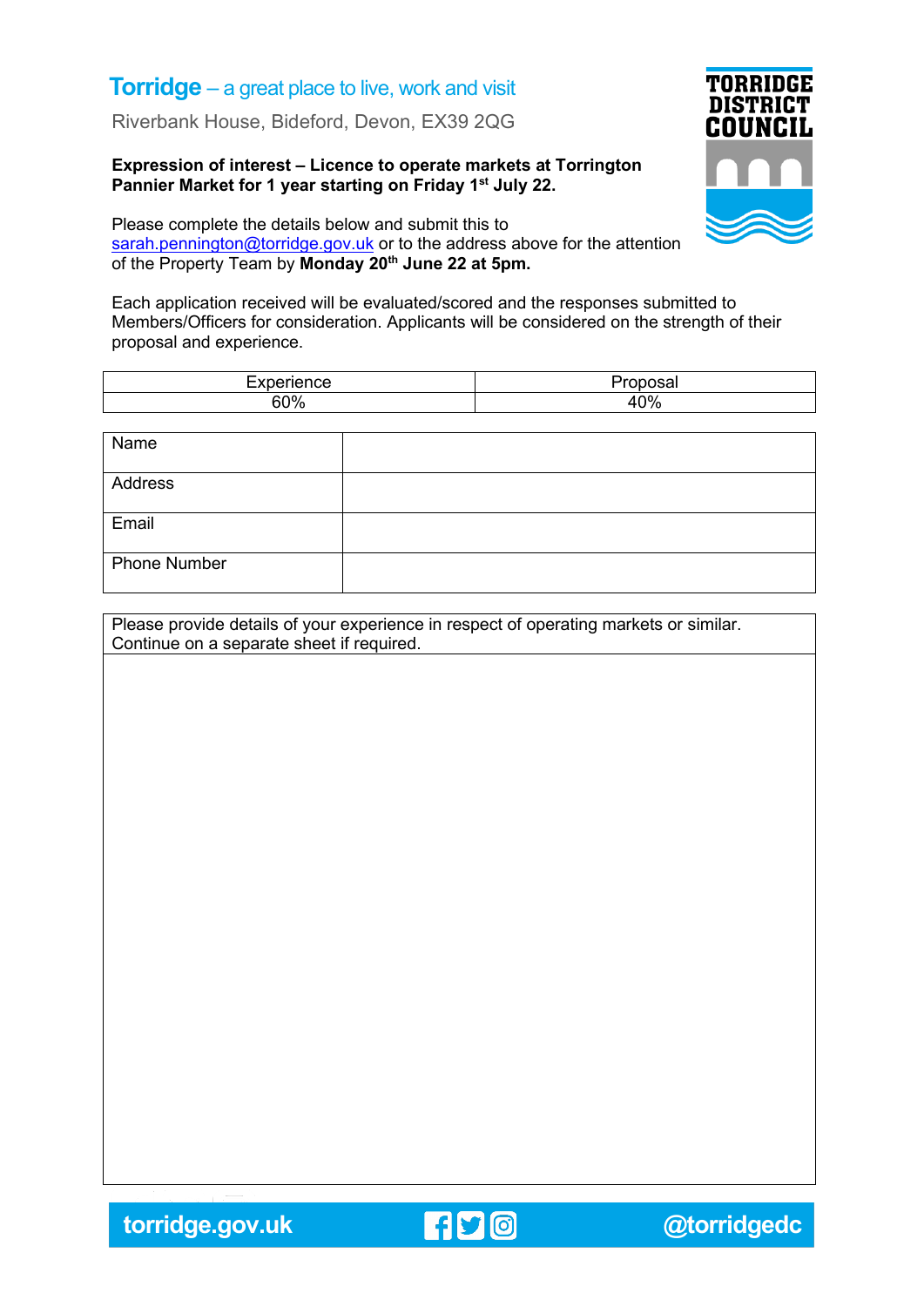**Torridge** – a great place to live, work and visit

Riverbank House, Bideford, Devon, EX39 2QG

**TORRIDGE DISTRICT COUNCIL**

**Expression of interest – Licence to operate markets at Torrington Pannier Market for 1 year starting on Friday 1st July 22.**

Please complete the details below and submit this to sarah.pennington@torridge.gov.uk or to the address above for the attention of the Property Team by **Monday 20th June 22 at 5pm.**

Each application received will be evaluated/scored and the responses submitted to Members/Officers for consideration. Applicants will be considered on the strength of their proposal and experience.

| Experience | Proposal |
|---|---|
| 60% | 40% |

| | |
|---|---|
| Name | |
| Address | |
| Email | |
| Phone Number | |

| Please provide details of your experience in respect of operating markets or similar. Continue on a separate sheet if required. |
|---|
| |

torridge.gov.uk @torridgedc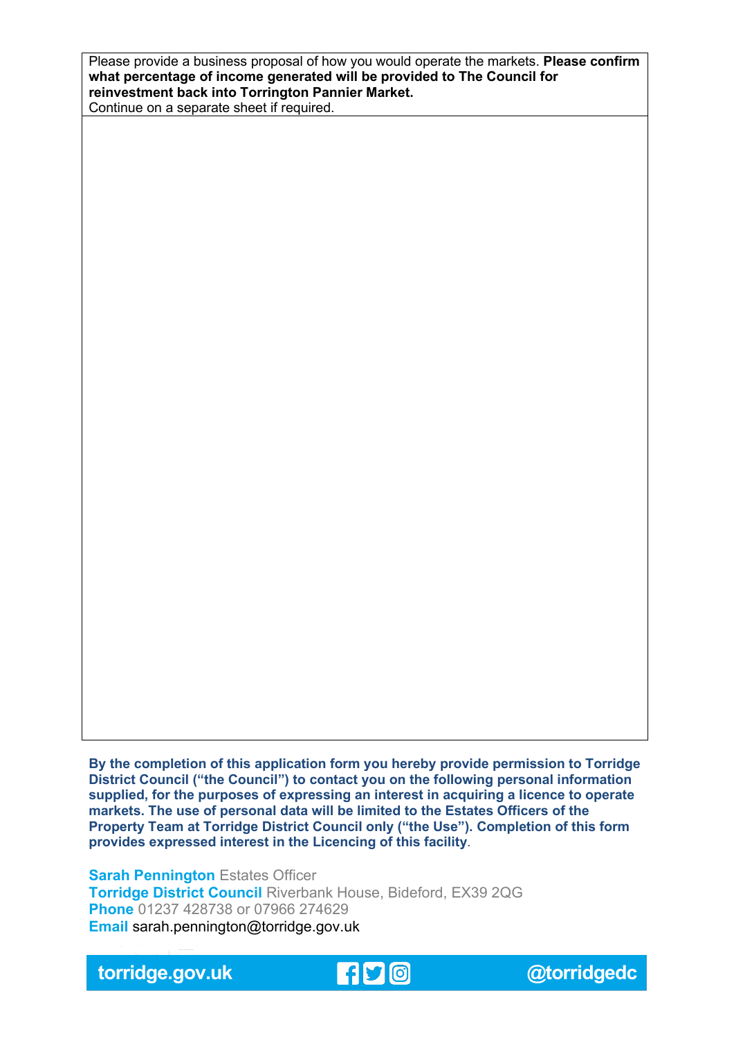| Please provide a business proposal of how you would operate the markets. **Please confirm what percentage of income generated will be provided to The Council for reinvestment back into Torrington Pannier Market.** Continue on a separate sheet if required. |
| --- |
| |

**By the completion of this application form you hereby provide permission to Torridge District Council ("the Council") to contact you on the following personal information supplied, for the purposes of expressing an interest in acquiring a licence to operate markets. The use of personal data will be limited to the Estates Officers of the Property Team at Torridge District Council only ("the Use"). Completion of this form provides expressed interest in the Licencing of this facility**.

**Sarah Pennington** Estates Officer
**Torridge District Council** Riverbank House, Bideford, EX39 2QG
**Phone** 01237 428738 or 07966 274629
**Email** sarah.pennington@torridge.gov.uk

torridge.gov.uk @torridgedc